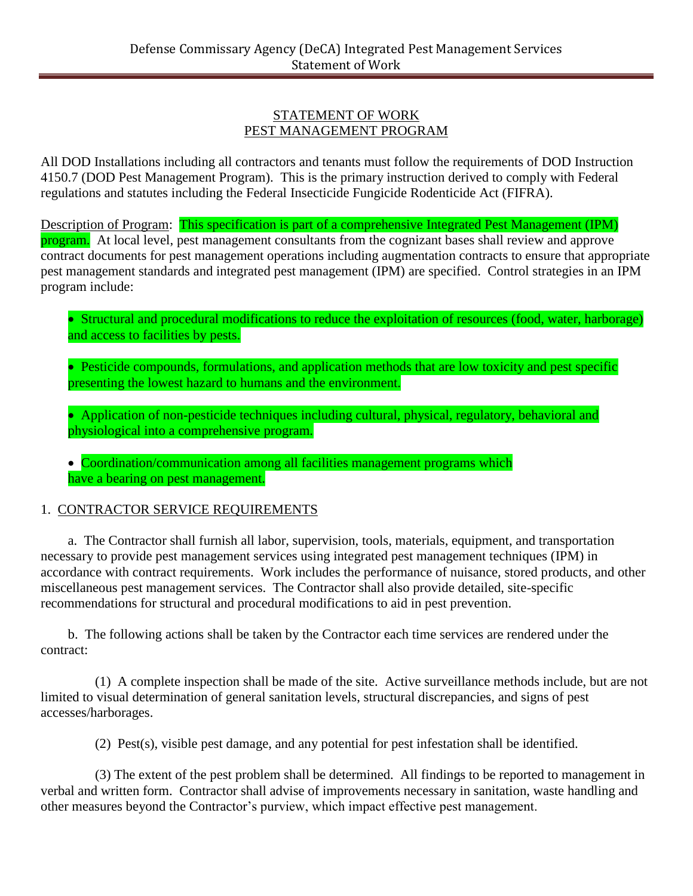STATEMENT OF WORK
PEST MANAGEMENT PROGRAM

All DOD Installations including all contractors and tenants must follow the requirements of DOD Instruction 4150.7 (DOD Pest Management Program). This is the primary instruction derived to comply with Federal regulations and statutes including the Federal Insecticide Fungicide Rodenticide Act (FIFRA).

Description of Program: This specification is part of a comprehensive Integrated Pest Management (IPM) program. At local level, pest management consultants from the cognizant bases shall review and approve contract documents for pest management operations including augmentation contracts to ensure that appropriate pest management standards and integrated pest management (IPM) are specified. Control strategies in an IPM program include:

- Structural and procedural modifications to reduce the exploitation of resources (food, water, harborage) and access to facilities by pests.
- Pesticide compounds, formulations, and application methods that are low toxicity and pest specific presenting the lowest hazard to humans and the environment.
- Application of non-pesticide techniques including cultural, physical, regulatory, behavioral and physiological into a comprehensive program.
- Coordination/communication among all facilities management programs which have a bearing on pest management.

1. CONTRACTOR SERVICE REQUIREMENTS

a. The Contractor shall furnish all labor, supervision, tools, materials, equipment, and transportation necessary to provide pest management services using integrated pest management techniques (IPM) in accordance with contract requirements. Work includes the performance of nuisance, stored products, and other miscellaneous pest management services. The Contractor shall also provide detailed, site-specific recommendations for structural and procedural modifications to aid in pest prevention.

b. The following actions shall be taken by the Contractor each time services are rendered under the contract:

(1) A complete inspection shall be made of the site. Active surveillance methods include, but are not limited to visual determination of general sanitation levels, structural discrepancies, and signs of pest accesses/harborages.

(2) Pest(s), visible pest damage, and any potential for pest infestation shall be identified.

(3) The extent of the pest problem shall be determined. All findings to be reported to management in verbal and written form. Contractor shall advise of improvements necessary in sanitation, waste handling and other measures beyond the Contractor's purview, which impact effective pest management.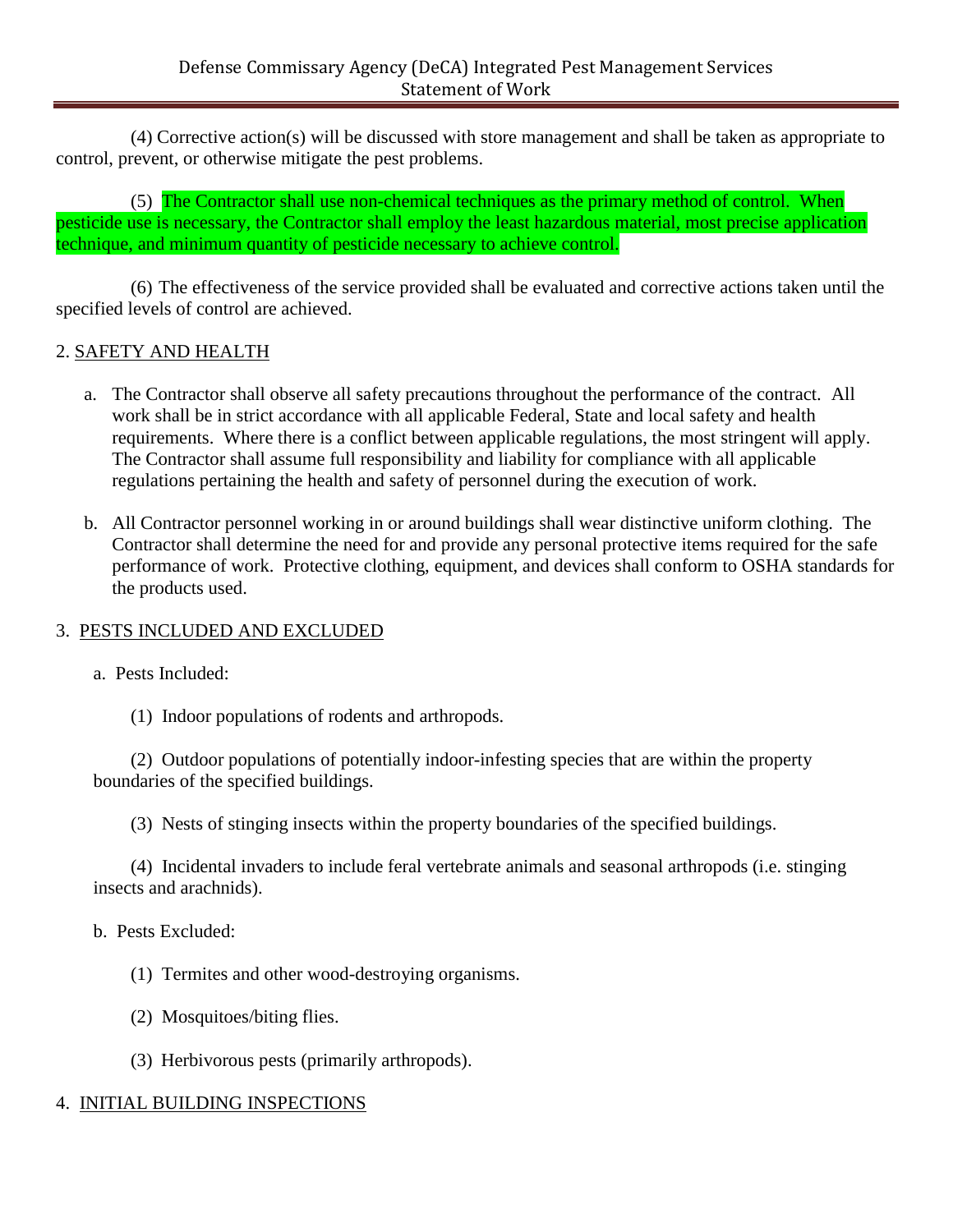(4) Corrective action(s) will be discussed with store management and shall be taken as appropriate to control, prevent, or otherwise mitigate the pest problems.

(5) The Contractor shall use non-chemical techniques as the primary method of control. When pesticide use is necessary, the Contractor shall employ the least hazardous material, most precise application technique, and minimum quantity of pesticide necessary to achieve control.

(6) The effectiveness of the service provided shall be evaluated and corrective actions taken until the specified levels of control are achieved.

## 2. SAFETY AND HEALTH

a. The Contractor shall observe all safety precautions throughout the performance of the contract. All work shall be in strict accordance with all applicable Federal, State and local safety and health requirements. Where there is a conflict between applicable regulations, the most stringent will apply. The Contractor shall assume full responsibility and liability for compliance with all applicable regulations pertaining the health and safety of personnel during the execution of work.

b. All Contractor personnel working in or around buildings shall wear distinctive uniform clothing. The Contractor shall determine the need for and provide any personal protective items required for the safe performance of work. Protective clothing, equipment, and devices shall conform to OSHA standards for the products used.

## 3. PESTS INCLUDED AND EXCLUDED

a. Pests Included:

(1) Indoor populations of rodents and arthropods.

(2) Outdoor populations of potentially indoor-infesting species that are within the property boundaries of the specified buildings.

(3) Nests of stinging insects within the property boundaries of the specified buildings.

(4) Incidental invaders to include feral vertebrate animals and seasonal arthropods (i.e. stinging insects and arachnids).

b. Pests Excluded:

(1) Termites and other wood-destroying organisms.

(2) Mosquitoes/biting flies.

(3) Herbivorous pests (primarily arthropods).

## 4. INITIAL BUILDING INSPECTIONS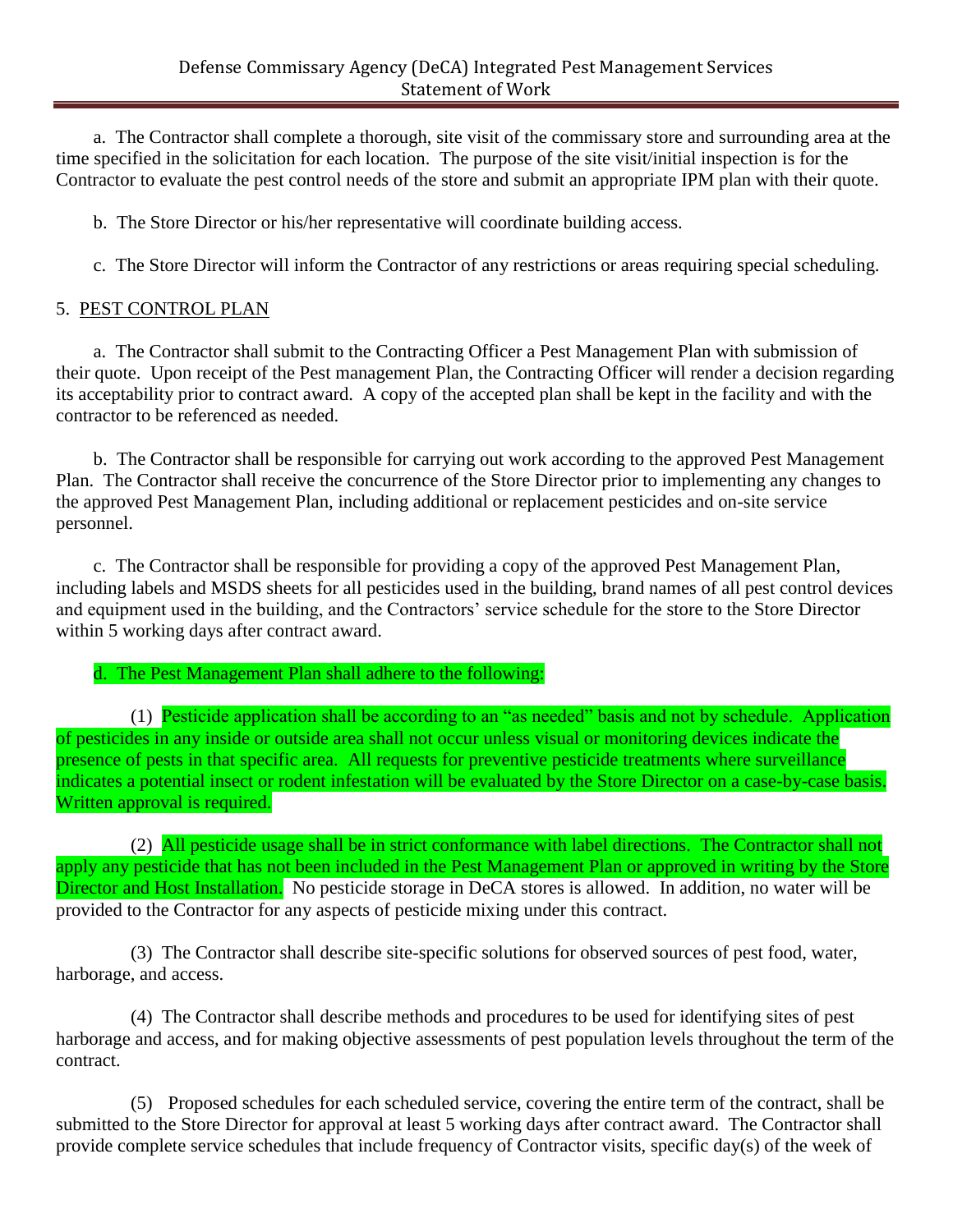a. The Contractor shall complete a thorough, site visit of the commissary store and surrounding area at the time specified in the solicitation for each location. The purpose of the site visit/initial inspection is for the Contractor to evaluate the pest control needs of the store and submit an appropriate IPM plan with their quote.

b. The Store Director or his/her representative will coordinate building access.

c. The Store Director will inform the Contractor of any restrictions or areas requiring special scheduling.

5. <u>PEST CONTROL PLAN</u>

a. The Contractor shall submit to the Contracting Officer a Pest Management Plan with submission of their quote. Upon receipt of the Pest management Plan, the Contracting Officer will render a decision regarding its acceptability prior to contract award. A copy of the accepted plan shall be kept in the facility and with the contractor to be referenced as needed.

b. The Contractor shall be responsible for carrying out work according to the approved Pest Management Plan. The Contractor shall receive the concurrence of the Store Director prior to implementing any changes to the approved Pest Management Plan, including additional or replacement pesticides and on-site service personnel.

c. The Contractor shall be responsible for providing a copy of the approved Pest Management Plan, including labels and MSDS sheets for all pesticides used in the building, brand names of all pest control devices and equipment used in the building, and the Contractors' service schedule for the store to the Store Director within 5 working days after contract award.

d. The Pest Management Plan shall adhere to the following:

(1) Pesticide application shall be according to an "as needed" basis and not by schedule. Application of pesticides in any inside or outside area shall not occur unless visual or monitoring devices indicate the presence of pests in that specific area. All requests for preventive pesticide treatments where surveillance indicates a potential insect or rodent infestation will be evaluated by the Store Director on a case-by-case basis. Written approval is required.

(2) All pesticide usage shall be in strict conformance with label directions. The Contractor shall not apply any pesticide that has not been included in the Pest Management Plan or approved in writing by the Store Director and Host Installation. No pesticide storage in DeCA stores is allowed. In addition, no water will be provided to the Contractor for any aspects of pesticide mixing under this contract.

(3) The Contractor shall describe site-specific solutions for observed sources of pest food, water, harborage, and access.

(4) The Contractor shall describe methods and procedures to be used for identifying sites of pest harborage and access, and for making objective assessments of pest population levels throughout the term of the contract.

(5) Proposed schedules for each scheduled service, covering the entire term of the contract, shall be submitted to the Store Director for approval at least 5 working days after contract award. The Contractor shall provide complete service schedules that include frequency of Contractor visits, specific day(s) of the week of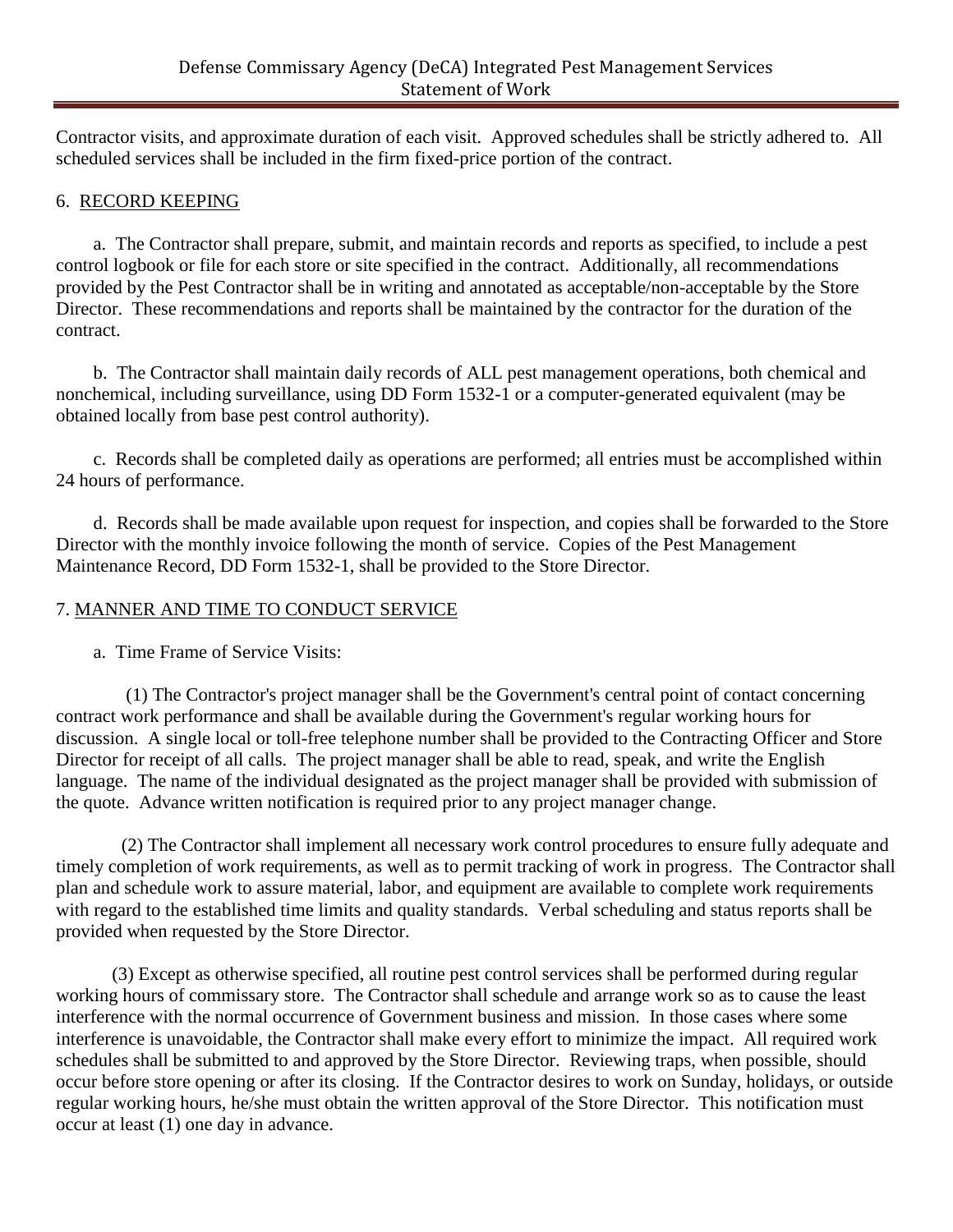Contractor visits, and approximate duration of each visit. Approved schedules shall be strictly adhered to. All scheduled services shall be included in the firm fixed-price portion of the contract.

## 6. RECORD KEEPING

a. The Contractor shall prepare, submit, and maintain records and reports as specified, to include a pest control logbook or file for each store or site specified in the contract. Additionally, all recommendations provided by the Pest Contractor shall be in writing and annotated as acceptable/non-acceptable by the Store Director. These recommendations and reports shall be maintained by the contractor for the duration of the contract.

b. The Contractor shall maintain daily records of ALL pest management operations, both chemical and nonchemical, including surveillance, using DD Form 1532-1 or a computer-generated equivalent (may be obtained locally from base pest control authority).

c. Records shall be completed daily as operations are performed; all entries must be accomplished within 24 hours of performance.

d. Records shall be made available upon request for inspection, and copies shall be forwarded to the Store Director with the monthly invoice following the month of service. Copies of the Pest Management Maintenance Record, DD Form 1532-1, shall be provided to the Store Director.

## 7. MANNER AND TIME TO CONDUCT SERVICE

a. Time Frame of Service Visits:

(1) The Contractor's project manager shall be the Government's central point of contact concerning contract work performance and shall be available during the Government's regular working hours for discussion. A single local or toll-free telephone number shall be provided to the Contracting Officer and Store Director for receipt of all calls. The project manager shall be able to read, speak, and write the English language. The name of the individual designated as the project manager shall be provided with submission of the quote. Advance written notification is required prior to any project manager change.

(2) The Contractor shall implement all necessary work control procedures to ensure fully adequate and timely completion of work requirements, as well as to permit tracking of work in progress. The Contractor shall plan and schedule work to assure material, labor, and equipment are available to complete work requirements with regard to the established time limits and quality standards. Verbal scheduling and status reports shall be provided when requested by the Store Director.

(3) Except as otherwise specified, all routine pest control services shall be performed during regular working hours of commissary store. The Contractor shall schedule and arrange work so as to cause the least interference with the normal occurrence of Government business and mission. In those cases where some interference is unavoidable, the Contractor shall make every effort to minimize the impact. All required work schedules shall be submitted to and approved by the Store Director. Reviewing traps, when possible, should occur before store opening or after its closing. If the Contractor desires to work on Sunday, holidays, or outside regular working hours, he/she must obtain the written approval of the Store Director. This notification must occur at least (1) one day in advance.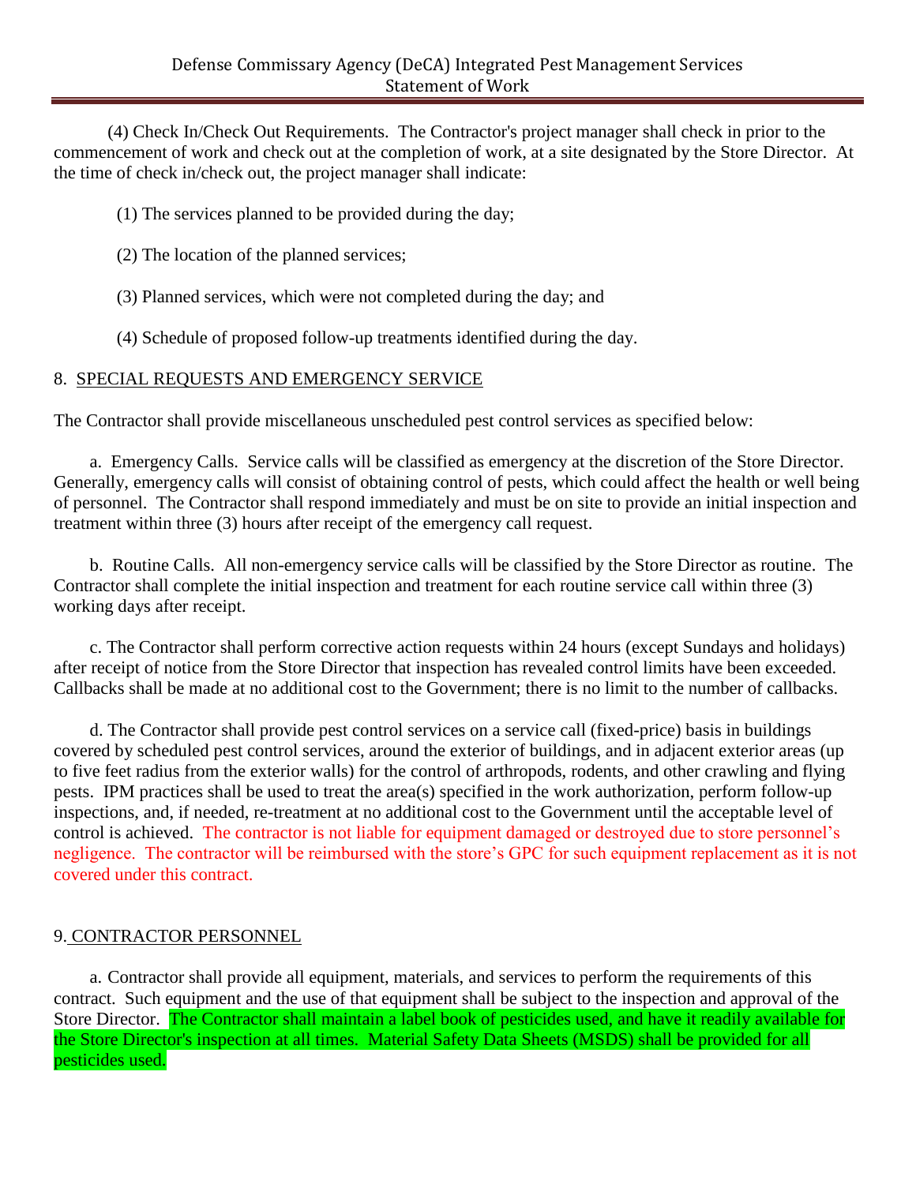(4) Check In/Check Out Requirements. The Contractor's project manager shall check in prior to the commencement of work and check out at the completion of work, at a site designated by the Store Director. At the time of check in/check out, the project manager shall indicate:

(1) The services planned to be provided during the day;

(2) The location of the planned services;

(3) Planned services, which were not completed during the day; and

(4) Schedule of proposed follow-up treatments identified during the day.

## 8. SPECIAL REQUESTS AND EMERGENCY SERVICE

The Contractor shall provide miscellaneous unscheduled pest control services as specified below:

a. Emergency Calls. Service calls will be classified as emergency at the discretion of the Store Director. Generally, emergency calls will consist of obtaining control of pests, which could affect the health or well being of personnel. The Contractor shall respond immediately and must be on site to provide an initial inspection and treatment within three (3) hours after receipt of the emergency call request.

b. Routine Calls. All non-emergency service calls will be classified by the Store Director as routine. The Contractor shall complete the initial inspection and treatment for each routine service call within three (3) working days after receipt.

c. The Contractor shall perform corrective action requests within 24 hours (except Sundays and holidays) after receipt of notice from the Store Director that inspection has revealed control limits have been exceeded. Callbacks shall be made at no additional cost to the Government; there is no limit to the number of callbacks.

d. The Contractor shall provide pest control services on a service call (fixed-price) basis in buildings covered by scheduled pest control services, around the exterior of buildings, and in adjacent exterior areas (up to five feet radius from the exterior walls) for the control of arthropods, rodents, and other crawling and flying pests. IPM practices shall be used to treat the area(s) specified in the work authorization, perform follow-up inspections, and, if needed, re-treatment at no additional cost to the Government until the acceptable level of control is achieved. The contractor is not liable for equipment damaged or destroyed due to store personnel's negligence. The contractor will be reimbursed with the store's GPC for such equipment replacement as it is not covered under this contract.

## 9. CONTRACTOR PERSONNEL

a. Contractor shall provide all equipment, materials, and services to perform the requirements of this contract. Such equipment and the use of that equipment shall be subject to the inspection and approval of the Store Director. The Contractor shall maintain a label book of pesticides used, and have it readily available for the Store Director's inspection at all times. Material Safety Data Sheets (MSDS) shall be provided for all pesticides used.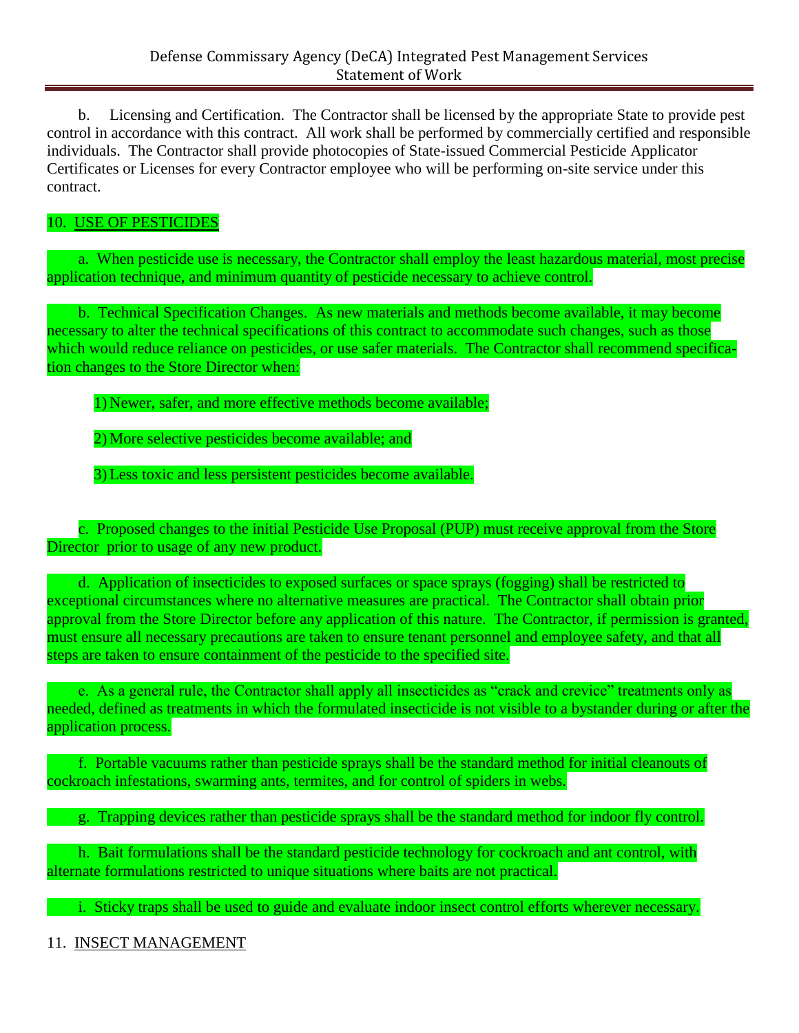b. Licensing and Certification. The Contractor shall be licensed by the appropriate State to provide pest control in accordance with this contract. All work shall be performed by commercially certified and responsible individuals. The Contractor shall provide photocopies of State-issued Commercial Pesticide Applicator Certificates or Licenses for every Contractor employee who will be performing on-site service under this contract.

## 10. USE OF PESTICIDES

a. When pesticide use is necessary, the Contractor shall employ the least hazardous material, most precise application technique, and minimum quantity of pesticide necessary to achieve control.

b. Technical Specification Changes. As new materials and methods become available, it may become necessary to alter the technical specifications of this contract to accommodate such changes, such as those which would reduce reliance on pesticides, or use safer materials. The Contractor shall recommend specification changes to the Store Director when:

1) Newer, safer, and more effective methods become available;

2) More selective pesticides become available; and

3) Less toxic and less persistent pesticides become available.

c. Proposed changes to the initial Pesticide Use Proposal (PUP) must receive approval from the Store Director prior to usage of any new product.

d. Application of insecticides to exposed surfaces or space sprays (fogging) shall be restricted to exceptional circumstances where no alternative measures are practical. The Contractor shall obtain prior approval from the Store Director before any application of this nature. The Contractor, if permission is granted, must ensure all necessary precautions are taken to ensure tenant personnel and employee safety, and that all steps are taken to ensure containment of the pesticide to the specified site.

e. As a general rule, the Contractor shall apply all insecticides as "crack and crevice" treatments only as needed, defined as treatments in which the formulated insecticide is not visible to a bystander during or after the application process.

f. Portable vacuums rather than pesticide sprays shall be the standard method for initial cleanouts of cockroach infestations, swarming ants, termites, and for control of spiders in webs.

g. Trapping devices rather than pesticide sprays shall be the standard method for indoor fly control.

h. Bait formulations shall be the standard pesticide technology for cockroach and ant control, with alternate formulations restricted to unique situations where baits are not practical.

i. Sticky traps shall be used to guide and evaluate indoor insect control efforts wherever necessary.

## 11. INSECT MANAGEMENT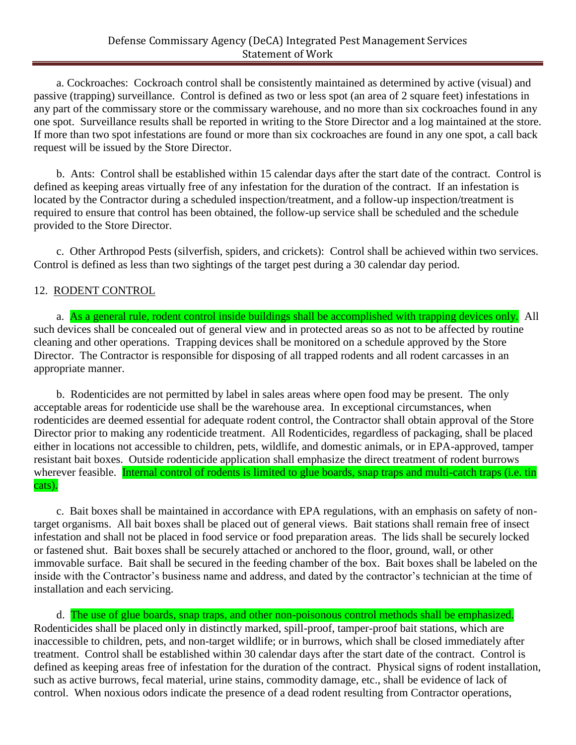a. Cockroaches: Cockroach control shall be consistently maintained as determined by active (visual) and passive (trapping) surveillance. Control is defined as two or less spot (an area of 2 square feet) infestations in any part of the commissary store or the commissary warehouse, and no more than six cockroaches found in any one spot. Surveillance results shall be reported in writing to the Store Director and a log maintained at the store. If more than two spot infestations are found or more than six cockroaches are found in any one spot, a call back request will be issued by the Store Director.

b. Ants: Control shall be established within 15 calendar days after the start date of the contract. Control is defined as keeping areas virtually free of any infestation for the duration of the contract. If an infestation is located by the Contractor during a scheduled inspection/treatment, and a follow-up inspection/treatment is required to ensure that control has been obtained, the follow-up service shall be scheduled and the schedule provided to the Store Director.

c. Other Arthropod Pests (silverfish, spiders, and crickets): Control shall be achieved within two services. Control is defined as less than two sightings of the target pest during a 30 calendar day period.

12. RODENT CONTROL

a. As a general rule, rodent control inside buildings shall be accomplished with trapping devices only. All such devices shall be concealed out of general view and in protected areas so as not to be affected by routine cleaning and other operations. Trapping devices shall be monitored on a schedule approved by the Store Director. The Contractor is responsible for disposing of all trapped rodents and all rodent carcasses in an appropriate manner.

b. Rodenticides are not permitted by label in sales areas where open food may be present. The only acceptable areas for rodenticide use shall be the warehouse area. In exceptional circumstances, when rodenticides are deemed essential for adequate rodent control, the Contractor shall obtain approval of the Store Director prior to making any rodenticide treatment. All Rodenticides, regardless of packaging, shall be placed either in locations not accessible to children, pets, wildlife, and domestic animals, or in EPA-approved, tamper resistant bait boxes. Outside rodenticide application shall emphasize the direct treatment of rodent burrows wherever feasible. Internal control of rodents is limited to glue boards, snap traps and multi-catch traps (i.e. tin cats).

c. Bait boxes shall be maintained in accordance with EPA regulations, with an emphasis on safety of non-target organisms. All bait boxes shall be placed out of general views. Bait stations shall remain free of insect infestation and shall not be placed in food service or food preparation areas. The lids shall be securely locked or fastened shut. Bait boxes shall be securely attached or anchored to the floor, ground, wall, or other immovable surface. Bait shall be secured in the feeding chamber of the box. Bait boxes shall be labeled on the inside with the Contractor's business name and address, and dated by the contractor's technician at the time of installation and each servicing.

d. The use of glue boards, snap traps, and other non-poisonous control methods shall be emphasized. Rodenticides shall be placed only in distinctly marked, spill-proof, tamper-proof bait stations, which are inaccessible to children, pets, and non-target wildlife; or in burrows, which shall be closed immediately after treatment. Control shall be established within 30 calendar days after the start date of the contract. Control is defined as keeping areas free of infestation for the duration of the contract. Physical signs of rodent installation, such as active burrows, fecal material, urine stains, commodity damage, etc., shall be evidence of lack of control. When noxious odors indicate the presence of a dead rodent resulting from Contractor operations,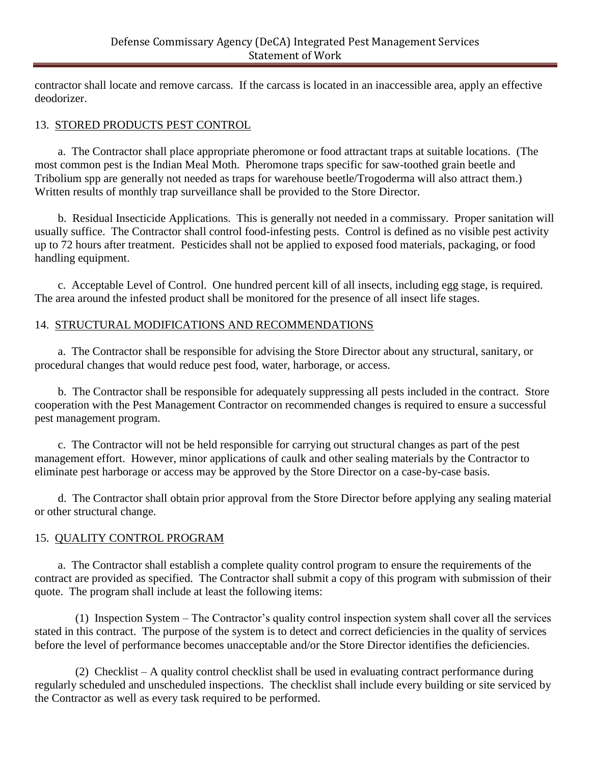contractor shall locate and remove carcass. If the carcass is located in an inaccessible area, apply an effective deodorizer.

## 13. STORED PRODUCTS PEST CONTROL

a. The Contractor shall place appropriate pheromone or food attractant traps at suitable locations. (The most common pest is the Indian Meal Moth. Pheromone traps specific for saw-toothed grain beetle and Tribolium spp are generally not needed as traps for warehouse beetle/Trogoderma will also attract them.) Written results of monthly trap surveillance shall be provided to the Store Director.

b. Residual Insecticide Applications. This is generally not needed in a commissary. Proper sanitation will usually suffice. The Contractor shall control food-infesting pests. Control is defined as no visible pest activity up to 72 hours after treatment. Pesticides shall not be applied to exposed food materials, packaging, or food handling equipment.

c. Acceptable Level of Control. One hundred percent kill of all insects, including egg stage, is required. The area around the infested product shall be monitored for the presence of all insect life stages.

## 14. STRUCTURAL MODIFICATIONS AND RECOMMENDATIONS

a. The Contractor shall be responsible for advising the Store Director about any structural, sanitary, or procedural changes that would reduce pest food, water, harborage, or access.

b. The Contractor shall be responsible for adequately suppressing all pests included in the contract. Store cooperation with the Pest Management Contractor on recommended changes is required to ensure a successful pest management program.

c. The Contractor will not be held responsible for carrying out structural changes as part of the pest management effort. However, minor applications of caulk and other sealing materials by the Contractor to eliminate pest harborage or access may be approved by the Store Director on a case-by-case basis.

d. The Contractor shall obtain prior approval from the Store Director before applying any sealing material or other structural change.

## 15. QUALITY CONTROL PROGRAM

a. The Contractor shall establish a complete quality control program to ensure the requirements of the contract are provided as specified. The Contractor shall submit a copy of this program with submission of their quote. The program shall include at least the following items:

(1) Inspection System – The Contractor's quality control inspection system shall cover all the services stated in this contract. The purpose of the system is to detect and correct deficiencies in the quality of services before the level of performance becomes unacceptable and/or the Store Director identifies the deficiencies.

(2) Checklist – A quality control checklist shall be used in evaluating contract performance during regularly scheduled and unscheduled inspections. The checklist shall include every building or site serviced by the Contractor as well as every task required to be performed.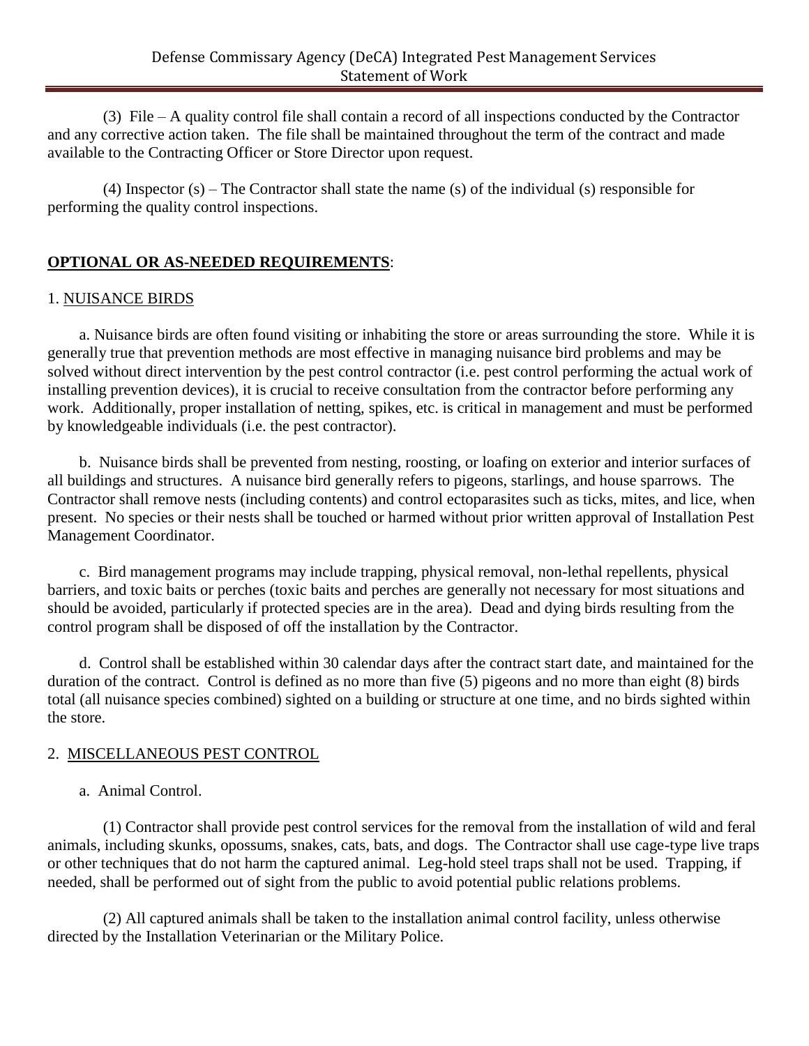(3) File – A quality control file shall contain a record of all inspections conducted by the Contractor and any corrective action taken. The file shall be maintained throughout the term of the contract and made available to the Contracting Officer or Store Director upon request.

(4) Inspector (s) – The Contractor shall state the name (s) of the individual (s) responsible for performing the quality control inspections.

**OPTIONAL OR AS-NEEDED REQUIREMENTS**:

1. NUISANCE BIRDS

a. Nuisance birds are often found visiting or inhabiting the store or areas surrounding the store. While it is generally true that prevention methods are most effective in managing nuisance bird problems and may be solved without direct intervention by the pest control contractor (i.e. pest control performing the actual work of installing prevention devices), it is crucial to receive consultation from the contractor before performing any work. Additionally, proper installation of netting, spikes, etc. is critical in management and must be performed by knowledgeable individuals (i.e. the pest contractor).

b. Nuisance birds shall be prevented from nesting, roosting, or loafing on exterior and interior surfaces of all buildings and structures. A nuisance bird generally refers to pigeons, starlings, and house sparrows. The Contractor shall remove nests (including contents) and control ectoparasites such as ticks, mites, and lice, when present. No species or their nests shall be touched or harmed without prior written approval of Installation Pest Management Coordinator.

c. Bird management programs may include trapping, physical removal, non-lethal repellents, physical barriers, and toxic baits or perches (toxic baits and perches are generally not necessary for most situations and should be avoided, particularly if protected species are in the area). Dead and dying birds resulting from the control program shall be disposed of off the installation by the Contractor.

d. Control shall be established within 30 calendar days after the contract start date, and maintained for the duration of the contract. Control is defined as no more than five (5) pigeons and no more than eight (8) birds total (all nuisance species combined) sighted on a building or structure at one time, and no birds sighted within the store.

2. MISCELLANEOUS PEST CONTROL

a. Animal Control.

(1) Contractor shall provide pest control services for the removal from the installation of wild and feral animals, including skunks, opossums, snakes, cats, bats, and dogs. The Contractor shall use cage-type live traps or other techniques that do not harm the captured animal. Leg-hold steel traps shall not be used. Trapping, if needed, shall be performed out of sight from the public to avoid potential public relations problems.

(2) All captured animals shall be taken to the installation animal control facility, unless otherwise directed by the Installation Veterinarian or the Military Police.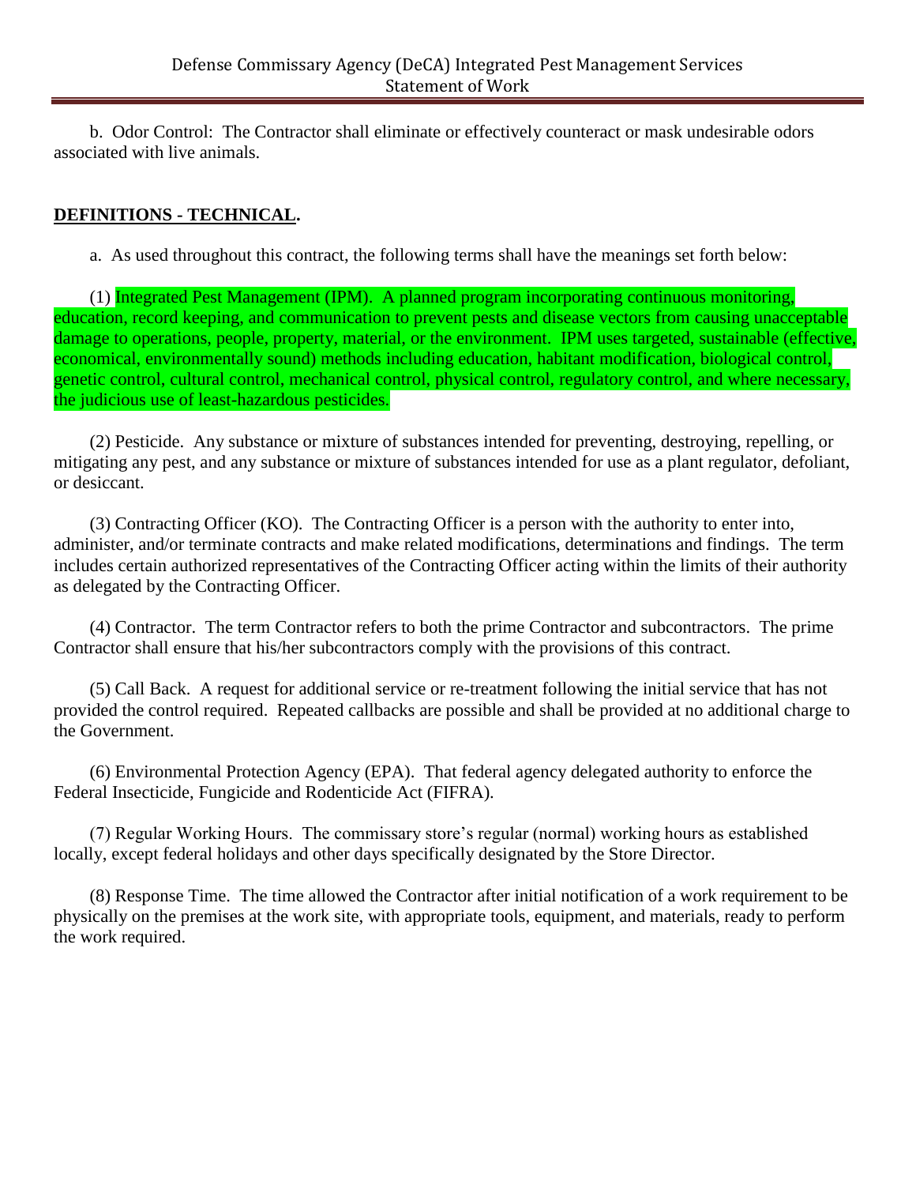b. Odor Control: The Contractor shall eliminate or effectively counteract or mask undesirable odors associated with live animals.

## **DEFINITIONS - TECHNICAL.**

a. As used throughout this contract, the following terms shall have the meanings set forth below:

(1) Integrated Pest Management (IPM). A planned program incorporating continuous monitoring, education, record keeping, and communication to prevent pests and disease vectors from causing unacceptable damage to operations, people, property, material, or the environment. IPM uses targeted, sustainable (effective, economical, environmentally sound) methods including education, habitant modification, biological control, genetic control, cultural control, mechanical control, physical control, regulatory control, and where necessary, the judicious use of least-hazardous pesticides.

(2) Pesticide. Any substance or mixture of substances intended for preventing, destroying, repelling, or mitigating any pest, and any substance or mixture of substances intended for use as a plant regulator, defoliant, or desiccant.

(3) Contracting Officer (KO). The Contracting Officer is a person with the authority to enter into, administer, and/or terminate contracts and make related modifications, determinations and findings. The term includes certain authorized representatives of the Contracting Officer acting within the limits of their authority as delegated by the Contracting Officer.

(4) Contractor. The term Contractor refers to both the prime Contractor and subcontractors. The prime Contractor shall ensure that his/her subcontractors comply with the provisions of this contract.

(5) Call Back. A request for additional service or re-treatment following the initial service that has not provided the control required. Repeated callbacks are possible and shall be provided at no additional charge to the Government.

(6) Environmental Protection Agency (EPA). That federal agency delegated authority to enforce the Federal Insecticide, Fungicide and Rodenticide Act (FIFRA).

(7) Regular Working Hours. The commissary store's regular (normal) working hours as established locally, except federal holidays and other days specifically designated by the Store Director.

(8) Response Time. The time allowed the Contractor after initial notification of a work requirement to be physically on the premises at the work site, with appropriate tools, equipment, and materials, ready to perform the work required.